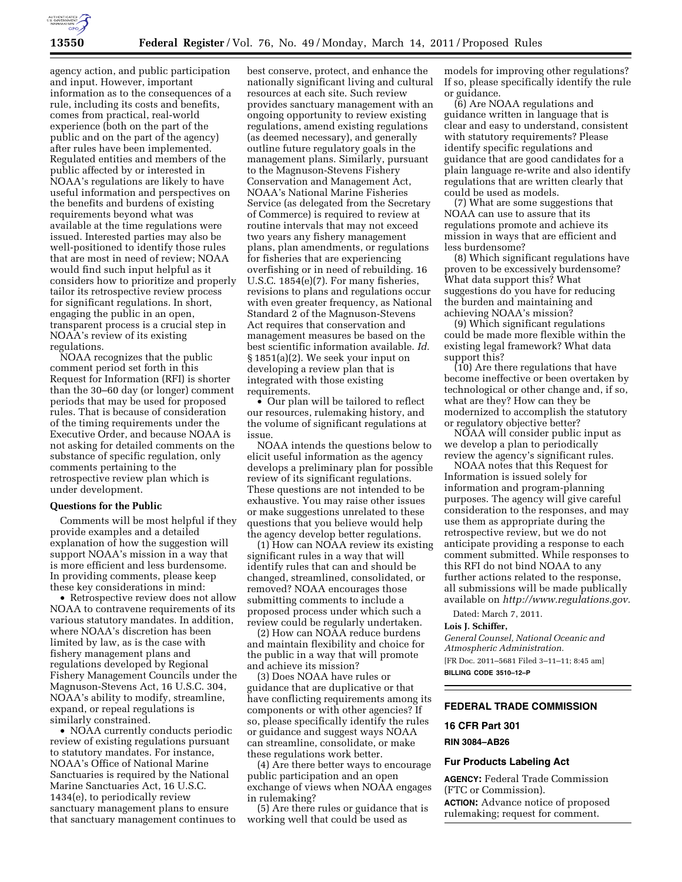agency action, and public participation and input. However, important information as to the consequences of a rule, including its costs and benefits, comes from practical, real-world experience (both on the part of the public and on the part of the agency) after rules have been implemented. Regulated entities and members of the public affected by or interested in NOAA's regulations are likely to have useful information and perspectives on the benefits and burdens of existing requirements beyond what was available at the time regulations were issued. Interested parties may also be well-positioned to identify those rules that are most in need of review; NOAA would find such input helpful as it considers how to prioritize and properly tailor its retrospective review process for significant regulations. In short, engaging the public in an open, transparent process is a crucial step in NOAA's review of its existing regulations.

NOAA recognizes that the public comment period set forth in this Request for Information (RFI) is shorter than the 30–60 day (or longer) comment periods that may be used for proposed rules. That is because of consideration of the timing requirements under the Executive Order, and because NOAA is not asking for detailed comments on the substance of specific regulation, only comments pertaining to the retrospective review plan which is under development.

**Questions for the Public**

Comments will be most helpful if they provide examples and a detailed explanation of how the suggestion will support NOAA's mission in a way that is more efficient and less burdensome. In providing comments, please keep these key considerations in mind:

- Retrospective review does not allow NOAA to contravene requirements of its various statutory mandates. In addition, where NOAA's discretion has been limited by law, as is the case with fishery management plans and regulations developed by Regional Fishery Management Councils under the Magnuson-Stevens Act, 16 U.S.C. 304, NOAA's ability to modify, streamline, expand, or repeal regulations is similarly constrained.
- NOAA currently conducts periodic review of existing regulations pursuant to statutory mandates. For instance, NOAA's Office of National Marine Sanctuaries is required by the National Marine Sanctuaries Act, 16 U.S.C. 1434(e), to periodically review sanctuary management plans to ensure that sanctuary management continues to best conserve, protect, and enhance the nationally significant living and cultural resources at each site. Such review provides sanctuary management with an ongoing opportunity to review existing regulations, amend existing regulations (as deemed necessary), and generally outline future regulatory goals in the management plans. Similarly, pursuant to the Magnuson-Stevens Fishery Conservation and Management Act, NOAA's National Marine Fisheries Service (as delegated from the Secretary of Commerce) is required to review at routine intervals that may not exceed two years any fishery management plans, plan amendments, or regulations for fisheries that are experiencing overfishing or in need of rebuilding. 16 U.S.C. 1854(e)(7). For many fisheries, revisions to plans and regulations occur with even greater frequency, as National Standard 2 of the Magnuson-Stevens Act requires that conservation and management measures be based on the best scientific information available. *Id.* § 1851(a)(2). We seek your input on developing a review plan that is integrated with those existing requirements.
- Our plan will be tailored to reflect our resources, rulemaking history, and the volume of significant regulations at issue.

NOAA intends the questions below to elicit useful information as the agency develops a preliminary plan for possible review of its significant regulations. These questions are not intended to be exhaustive. You may raise other issues or make suggestions unrelated to these questions that you believe would help the agency develop better regulations.

(1) How can NOAA review its existing significant rules in a way that will identify rules that can and should be changed, streamlined, consolidated, or removed? NOAA encourages those submitting comments to include a proposed process under which such a review could be regularly undertaken.

(2) How can NOAA reduce burdens and maintain flexibility and choice for the public in a way that will promote and achieve its mission?

(3) Does NOAA have rules or guidance that are duplicative or that have conflicting requirements among its components or with other agencies? If so, please specifically identify the rules or guidance and suggest ways NOAA can streamline, consolidate, or make these regulations work better.

(4) Are there better ways to encourage public participation and an open exchange of views when NOAA engages in rulemaking?

(5) Are there rules or guidance that is working well that could be used as models for improving other regulations? If so, please specifically identify the rule or guidance.

(6) Are NOAA regulations and guidance written in language that is clear and easy to understand, consistent with statutory requirements? Please identify specific regulations and guidance that are good candidates for a plain language re-write and also identify regulations that are written clearly that could be used as models.

(7) What are some suggestions that NOAA can use to assure that its regulations promote and achieve its mission in ways that are efficient and less burdensome?

(8) Which significant regulations have proven to be excessively burdensome? What data support this? What suggestions do you have for reducing the burden and maintaining and achieving NOAA's mission?

(9) Which significant regulations could be made more flexible within the existing legal framework? What data support this?

(10) Are there regulations that have become ineffective or been overtaken by technological or other change and, if so, what are they? How can they be modernized to accomplish the statutory or regulatory objective better?

NOAA will consider public input as we develop a plan to periodically review the agency's significant rules.

NOAA notes that this Request for Information is issued solely for information and program-planning purposes. The agency will give careful consideration to the responses, and may use them as appropriate during the retrospective review, but we do not anticipate providing a response to each comment submitted. While responses to this RFI do not bind NOAA to any further actions related to the response, all submissions will be made publically available on *http://www.regulations.gov.*

Dated: March 7, 2011.

**Lois J. Schiffer,**

*General Counsel, National Oceanic and Atmospheric Administration.*

[FR Doc. 2011–5681 Filed 3–11–11; 8:45 am]

**BILLING CODE 3510–12–P**

## FEDERAL TRADE COMMISSION

### 16 CFR Part 301

**RIN 3084–AB26**

### Fur Products Labeling Act

**AGENCY:** Federal Trade Commission (FTC or Commission).

**ACTION:** Advance notice of proposed rulemaking; request for comment.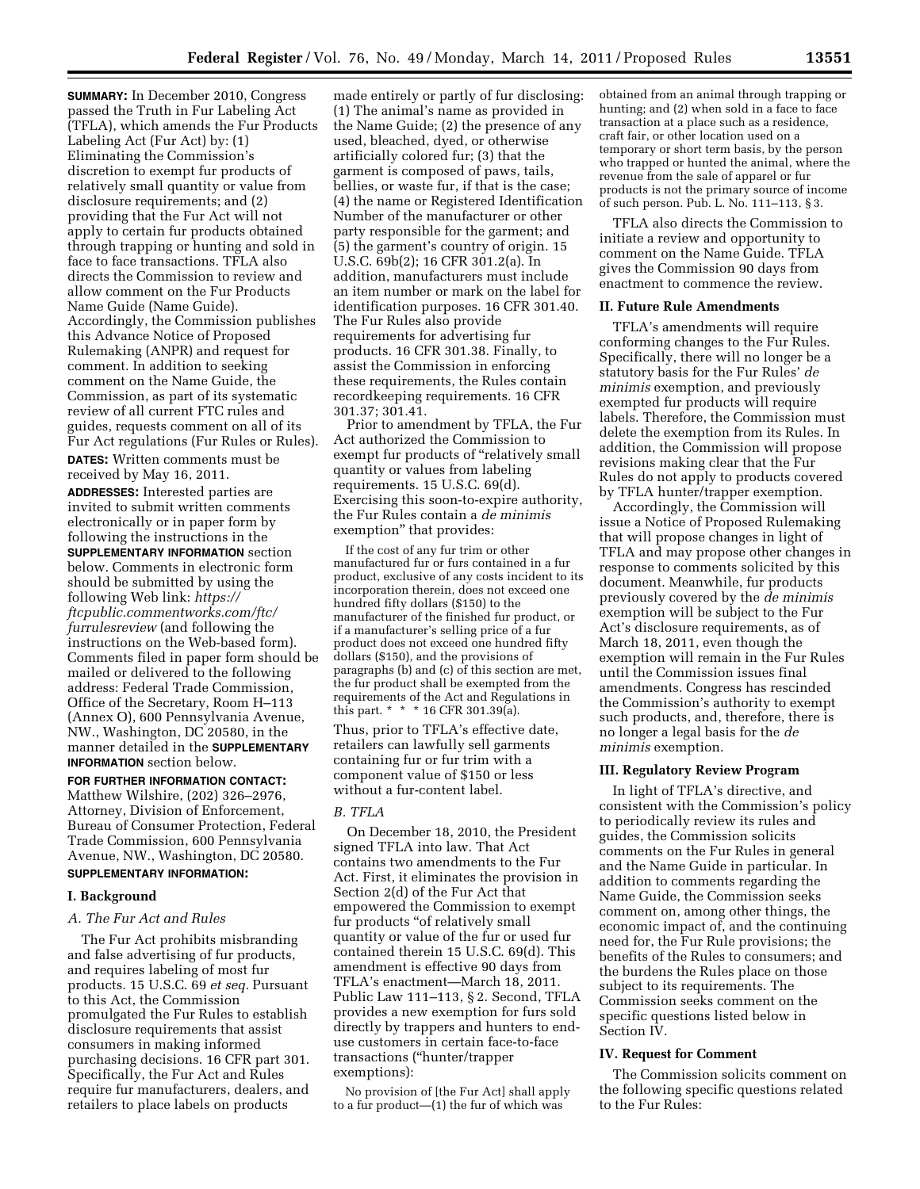**SUMMARY:** In December 2010, Congress passed the Truth in Fur Labeling Act (TFLA), which amends the Fur Products Labeling Act (Fur Act) by: (1) Eliminating the Commission's discretion to exempt fur products of relatively small quantity or value from disclosure requirements; and (2) providing that the Fur Act will not apply to certain fur products obtained through trapping or hunting and sold in face to face transactions. TFLA also directs the Commission to review and allow comment on the Fur Products Name Guide (Name Guide). Accordingly, the Commission publishes this Advance Notice of Proposed Rulemaking (ANPR) and request for comment. In addition to seeking comment on the Name Guide, the Commission, as part of its systematic review of all current FTC rules and guides, requests comment on all of its Fur Act regulations (Fur Rules or Rules).

**DATES:** Written comments must be received by May 16, 2011.

**ADDRESSES:** Interested parties are invited to submit written comments electronically or in paper form by following the instructions in the **SUPPLEMENTARY INFORMATION** section below. Comments in electronic form should be submitted by using the following Web link: *https://ftcpublic.commentworks.com/ftc/furrulesreview* (and following the instructions on the Web-based form). Comments filed in paper form should be mailed or delivered to the following address: Federal Trade Commission, Office of the Secretary, Room H–113 (Annex O), 600 Pennsylvania Avenue, NW., Washington, DC 20580, in the manner detailed in the **SUPPLEMENTARY INFORMATION** section below.

**FOR FURTHER INFORMATION CONTACT:** Matthew Wilshire, (202) 326–2976, Attorney, Division of Enforcement, Bureau of Consumer Protection, Federal Trade Commission, 600 Pennsylvania Avenue, NW., Washington, DC 20580.

**SUPPLEMENTARY INFORMATION:**

## I. Background

### *A. The Fur Act and Rules*

The Fur Act prohibits misbranding and false advertising of fur products, and requires labeling of most fur products. 15 U.S.C. 69 *et seq.* Pursuant to this Act, the Commission promulgated the Fur Rules to establish disclosure requirements that assist consumers in making informed purchasing decisions. 16 CFR part 301. Specifically, the Fur Act and Rules require fur manufacturers, dealers, and retailers to place labels on products made entirely or partly of fur disclosing: (1) The animal's name as provided in the Name Guide; (2) the presence of any used, bleached, dyed, or otherwise artificially colored fur; (3) that the garment is composed of paws, tails, bellies, or waste fur, if that is the case; (4) the name or Registered Identification Number of the manufacturer or other party responsible for the garment; and (5) the garment's country of origin. 15 U.S.C. 69b(2); 16 CFR 301.2(a). In addition, manufacturers must include an item number or mark on the label for identification purposes. 16 CFR 301.40. The Fur Rules also provide requirements for advertising fur products. 16 CFR 301.38. Finally, to assist the Commission in enforcing these requirements, the Rules contain recordkeeping requirements. 16 CFR 301.37; 301.41.

Prior to amendment by TFLA, the Fur Act authorized the Commission to exempt fur products of "relatively small quantity or values from labeling requirements. 15 U.S.C. 69(d). Exercising this soon-to-expire authority, the Fur Rules contain a *de minimis* exemption" that provides:

> If the cost of any fur trim or other manufactured fur or furs contained in a fur product, exclusive of any costs incident to its incorporation therein, does not exceed one hundred fifty dollars ($150) to the manufacturer of the finished fur product, or if a manufacturer's selling price of a fur product does not exceed one hundred fifty dollars ($150), and the provisions of paragraphs (b) and (c) of this section are met, the fur product shall be exempted from the requirements of the Act and Regulations in this part. * * * 16 CFR 301.39(a).

Thus, prior to TFLA's effective date, retailers can lawfully sell garments containing fur or fur trim with a component value of $150 or less without a fur-content label.

### *B. TFLA*

On December 18, 2010, the President signed TFLA into law. That Act contains two amendments to the Fur Act. First, it eliminates the provision in Section 2(d) of the Fur Act that empowered the Commission to exempt fur products "of relatively small quantity or value of the fur or used fur contained therein 15 U.S.C. 69(d). This amendment is effective 90 days from TFLA's enactment—March 18, 2011. Public Law 111–113, § 2. Second, TFLA provides a new exemption for furs sold directly by trappers and hunters to end-use customers in certain face-to-face transactions ("hunter/trapper exemptions):

> No provision of [the Fur Act] shall apply to a fur product—(1) the fur of which was obtained from an animal through trapping or hunting; and (2) when sold in a face to face transaction at a place such as a residence, craft fair, or other location used on a temporary or short term basis, by the person who trapped or hunted the animal, where the revenue from the sale of apparel or fur products is not the primary source of income of such person. Pub. L. No. 111–113, § 3.

TFLA also directs the Commission to initiate a review and opportunity to comment on the Name Guide. TFLA gives the Commission 90 days from enactment to commence the review.

## II. Future Rule Amendments

TFLA's amendments will require conforming changes to the Fur Rules. Specifically, there will no longer be a statutory basis for the Fur Rules' *de minimis* exemption, and previously exempted fur products will require labels. Therefore, the Commission must delete the exemption from its Rules. In addition, the Commission will propose revisions making clear that the Fur Rules do not apply to products covered by TFLA hunter/trapper exemption.

Accordingly, the Commission will issue a Notice of Proposed Rulemaking that will propose changes in light of TFLA and may propose other changes in response to comments solicited by this document. Meanwhile, fur products previously covered by the *de minimis* exemption will be subject to the Fur Act's disclosure requirements, as of March 18, 2011, even though the exemption will remain in the Fur Rules until the Commission issues final amendments. Congress has rescinded the Commission's authority to exempt such products, and, therefore, there is no longer a legal basis for the *de minimis* exemption.

## III. Regulatory Review Program

In light of TFLA's directive, and consistent with the Commission's policy to periodically review its rules and guides, the Commission solicits comments on the Fur Rules in general and the Name Guide in particular. In addition to comments regarding the Name Guide, the Commission seeks comment on, among other things, the economic impact of, and the continuing need for, the Fur Rule provisions; the benefits of the Rules to consumers; and the burdens the Rules place on those subject to its requirements. The Commission seeks comment on the specific questions listed below in Section IV.

## IV. Request for Comment

The Commission solicits comment on the following specific questions related to the Fur Rules: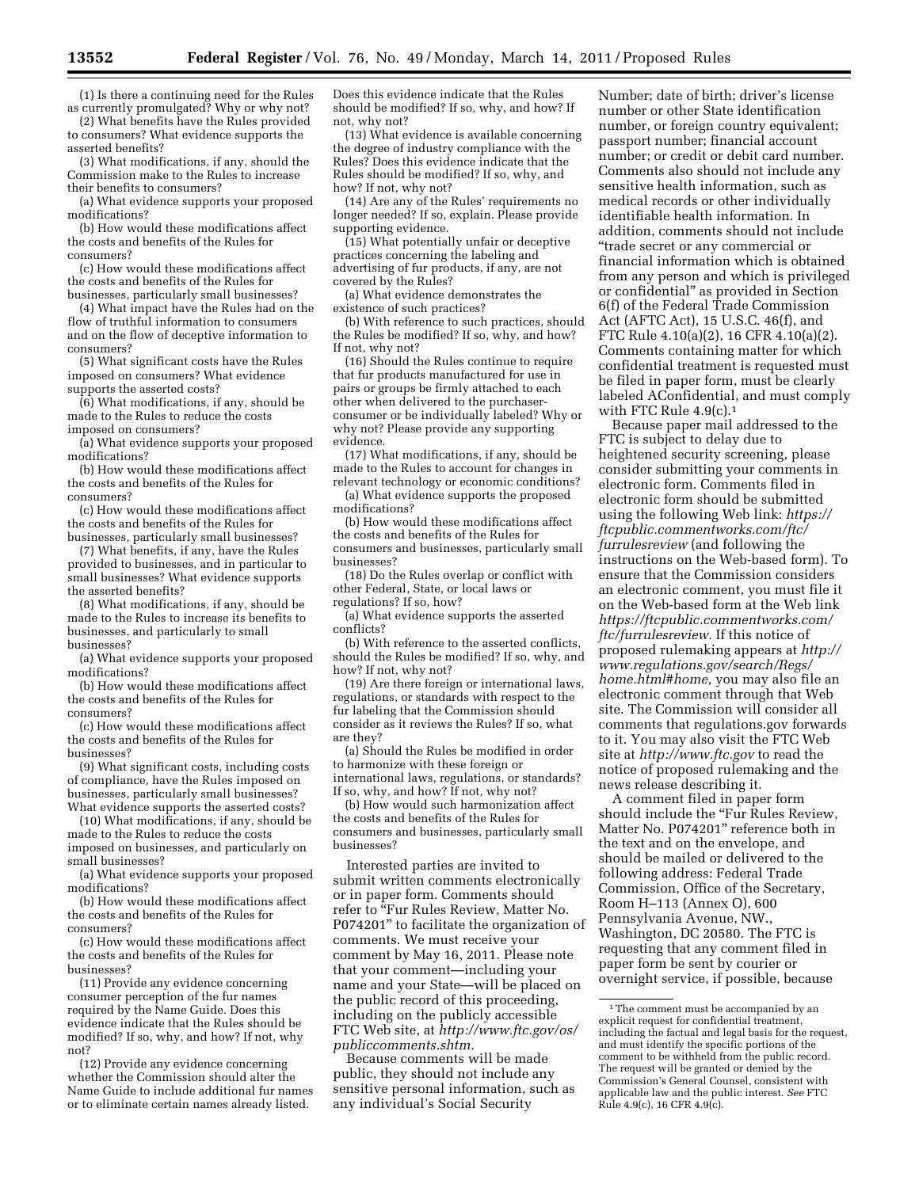(1) Is there a continuing need for the Rules as currently promulgated? Why or why not?

(2) What benefits have the Rules provided to consumers? What evidence supports the asserted benefits?

(3) What modifications, if any, should the Commission make to the Rules to increase their benefits to consumers?

(a) What evidence supports your proposed modifications?

(b) How would these modifications affect the costs and benefits of the Rules for consumers?

(c) How would these modifications affect the costs and benefits of the Rules for businesses, particularly small businesses?

(4) What impact have the Rules had on the flow of truthful information to consumers and on the flow of deceptive information to consumers?

(5) What significant costs have the Rules imposed on consumers? What evidence supports the asserted costs?

(6) What modifications, if any, should be made to the Rules to reduce the costs imposed on consumers?

(a) What evidence supports your proposed modifications?

(b) How would these modifications affect the costs and benefits of the Rules for consumers?

(c) How would these modifications affect the costs and benefits of the Rules for businesses, particularly small businesses?

(7) What benefits, if any, have the Rules provided to businesses, and in particular to small businesses? What evidence supports the asserted benefits?

(8) What modifications, if any, should be made to the Rules to increase its benefits to businesses, and particularly to small businesses?

(a) What evidence supports your proposed modifications?

(b) How would these modifications affect the costs and benefits of the Rules for consumers?

(c) How would these modifications affect the costs and benefits of the Rules for businesses?

(9) What significant costs, including costs of compliance, have the Rules imposed on businesses, particularly small businesses? What evidence supports the asserted costs?

(10) What modifications, if any, should be made to the Rules to reduce the costs imposed on businesses, and particularly on small businesses?

(a) What evidence supports your proposed modifications?

(b) How would these modifications affect the costs and benefits of the Rules for consumers?

(c) How would these modifications affect the costs and benefits of the Rules for businesses?

(11) Provide any evidence concerning consumer perception of the fur names required by the Name Guide. Does this evidence indicate that the Rules should be modified? If so, why, and how? If not, why not?

(12) Provide any evidence concerning whether the Commission should alter the Name Guide to include additional fur names or to eliminate certain names already listed. Does this evidence indicate that the Rules should be modified? If so, why, and how? If not, why not?

(13) What evidence is available concerning the degree of industry compliance with the Rules? Does this evidence indicate that the Rules should be modified? If so, why, and how? If not, why not?

(14) Are any of the Rules' requirements no longer needed? If so, explain. Please provide supporting evidence.

(15) What potentially unfair or deceptive practices concerning the labeling and advertising of fur products, if any, are not covered by the Rules?

(a) What evidence demonstrates the existence of such practices?

(b) With reference to such practices, should the Rules be modified? If so, why, and how? If not, why not?

(16) Should the Rules continue to require that fur products manufactured for use in pairs or groups be firmly attached to each other when delivered to the purchaser-consumer or be individually labeled? Why or why not? Please provide any supporting evidence.

(17) What modifications, if any, should be made to the Rules to account for changes in relevant technology or economic conditions?

(a) What evidence supports the proposed modifications?

(b) How would these modifications affect the costs and benefits of the Rules for consumers and businesses, particularly small businesses?

(18) Do the Rules overlap or conflict with other Federal, State, or local laws or regulations? If so, how?

(a) What evidence supports the asserted conflicts?

(b) With reference to the asserted conflicts, should the Rules be modified? If so, why, and how? If not, why not?

(19) Are there foreign or international laws, regulations, or standards with respect to the fur labeling that the Commission should consider as it reviews the Rules? If so, what are they?

(a) Should the Rules be modified in order to harmonize with these foreign or international laws, regulations, or standards? If so, why, and how? If not, why not?

(b) How would such harmonization affect the costs and benefits of the Rules for consumers and businesses, particularly small businesses?

Interested parties are invited to submit written comments electronically or in paper form. Comments should refer to "Fur Rules Review, Matter No. P074201" to facilitate the organization of comments. We must receive your comment by May 16, 2011. Please note that your comment—including your name and your State—will be placed on the public record of this proceeding, including on the publicly accessible FTC Web site, at *http://www.ftc.gov/os/publiccomments.shtm.*

Because comments will be made public, they should not include any sensitive personal information, such as any individual's Social Security Number; date of birth; driver's license number or other State identification number, or foreign country equivalent; passport number; financial account number; or credit or debit card number. Comments also should not include any sensitive health information, such as medical records or other individually identifiable health information. In addition, comments should not include "trade secret or any commercial or financial information which is obtained from any person and which is privileged or confidential" as provided in Section 6(f) of the Federal Trade Commission Act (AFTC Act), 15 U.S.C. 46(f), and FTC Rule 4.10(a)(2), 16 CFR 4.10(a)(2). Comments containing matter for which confidential treatment is requested must be filed in paper form, must be clearly labeled AConfidential, and must comply with FTC Rule 4.9(c).[1]

Because paper mail addressed to the FTC is subject to delay due to heightened security screening, please consider submitting your comments in electronic form. Comments filed in electronic form should be submitted using the following Web link: *https://ftcpublic.commentworks.com/ftc/furrulesreview* (and following the instructions on the Web-based form). To ensure that the Commission considers an electronic comment, you must file it on the Web-based form at the Web link *https://ftcpublic.commentworks.com/ftc/furrulesreview.* If this notice of proposed rulemaking appears at *http://www.regulations.gov/search/Regs/home.html#home,* you may also file an electronic comment through that Web site. The Commission will consider all comments that regulations.gov forwards to it. You may also visit the FTC Web site at *http://www.ftc.gov* to read the notice of proposed rulemaking and the news release describing it.

A comment filed in paper form should include the "Fur Rules Review, Matter No. P074201" reference both in the text and on the envelope, and should be mailed or delivered to the following address: Federal Trade Commission, Office of the Secretary, Room H–113 (Annex O), 600 Pennsylvania Avenue, NW., Washington, DC 20580. The FTC is requesting that any comment filed in paper form be sent by courier or overnight service, if possible, because

[1] The comment must be accompanied by an explicit request for confidential treatment, including the factual and legal basis for the request, and must identify the specific portions of the comment to be withheld from the public record. The request will be granted or denied by the Commission's General Counsel, consistent with applicable law and the public interest. *See* FTC Rule 4.9(c), 16 CFR 4.9(c).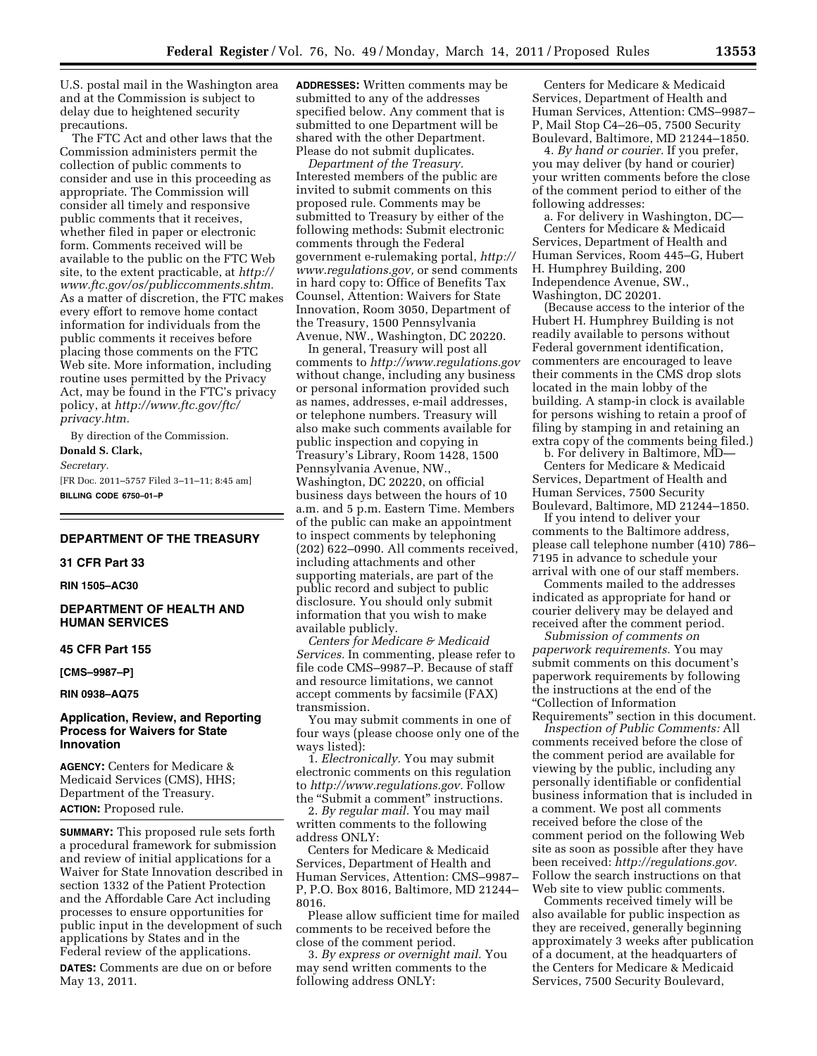U.S. postal mail in the Washington area and at the Commission is subject to delay due to heightened security precautions.

The FTC Act and other laws that the Commission administers permit the collection of public comments to consider and use in this proceeding as appropriate. The Commission will consider all timely and responsive public comments that it receives, whether filed in paper or electronic form. Comments received will be available to the public on the FTC Web site, to the extent practicable, at *http://www.ftc.gov/os/publiccomments.shtm.* As a matter of discretion, the FTC makes every effort to remove home contact information for individuals from the public comments it receives before placing those comments on the FTC Web site. More information, including routine uses permitted by the Privacy Act, may be found in the FTC's privacy policy, at *http://www.ftc.gov/ftc/privacy.htm.*

By direction of the Commission.

**Donald S. Clark,**

*Secretary.*

[FR Doc. 2011–5757 Filed 3–11–11; 8:45 am]

**BILLING CODE 6750–01–P**

## DEPARTMENT OF THE TREASURY

**31 CFR Part 33**

**RIN 1505–AC30**

## DEPARTMENT OF HEALTH AND HUMAN SERVICES

**45 CFR Part 155**

**[CMS–9987–P]**

**RIN 0938–AQ75**

## Application, Review, and Reporting Process for Waivers for State Innovation

**AGENCY:** Centers for Medicare & Medicaid Services (CMS), HHS; Department of the Treasury.

**ACTION:** Proposed rule.

**SUMMARY:** This proposed rule sets forth a procedural framework for submission and review of initial applications for a Waiver for State Innovation described in section 1332 of the Patient Protection and the Affordable Care Act including processes to ensure opportunities for public input in the development of such applications by States and in the Federal review of the applications.

**DATES:** Comments are due on or before May 13, 2011.

**ADDRESSES:** Written comments may be submitted to any of the addresses specified below. Any comment that is submitted to one Department will be shared with the other Department. Please do not submit duplicates.

*Department of the Treasury.* Interested members of the public are invited to submit comments on this proposed rule. Comments may be submitted to Treasury by either of the following methods: Submit electronic comments through the Federal government e-rulemaking portal, *http://www.regulations.gov,* or send comments in hard copy to: Office of Benefits Tax Counsel, Attention: Waivers for State Innovation, Room 3050, Department of the Treasury, 1500 Pennsylvania Avenue, NW., Washington, DC 20220.

In general, Treasury will post all comments to *http://www.regulations.gov* without change, including any business or personal information provided such as names, addresses, e-mail addresses, or telephone numbers. Treasury will also make such comments available for public inspection and copying in Treasury's Library, Room 1428, 1500 Pennsylvania Avenue, NW., Washington, DC 20220, on official business days between the hours of 10 a.m. and 5 p.m. Eastern Time. Members of the public can make an appointment to inspect comments by telephoning (202) 622–0990. All comments received, including attachments and other supporting materials, are part of the public record and subject to public disclosure. You should only submit information that you wish to make available publicly.

*Centers for Medicare & Medicaid Services.* In commenting, please refer to file code CMS–9987–P. Because of staff and resource limitations, we cannot accept comments by facsimile (FAX) transmission.

You may submit comments in one of four ways (please choose only one of the ways listed):

1. *Electronically.* You may submit electronic comments on this regulation to *http://www.regulations.gov.* Follow the "Submit a comment" instructions.

2. *By regular mail.* You may mail written comments to the following address ONLY:

Centers for Medicare & Medicaid Services, Department of Health and Human Services, Attention: CMS–9987–P, P.O. Box 8016, Baltimore, MD 21244–8016.

Please allow sufficient time for mailed comments to be received before the close of the comment period.

3. *By express or overnight mail.* You may send written comments to the following address ONLY:

Centers for Medicare & Medicaid Services, Department of Health and Human Services, Attention: CMS–9987–P, Mail Stop C4–26–05, 7500 Security Boulevard, Baltimore, MD 21244–1850.

4. *By hand or courier.* If you prefer, you may deliver (by hand or courier) your written comments before the close of the comment period to either of the following addresses:

a. For delivery in Washington, DC—

Centers for Medicare & Medicaid Services, Department of Health and Human Services, Room 445–G, Hubert H. Humphrey Building, 200 Independence Avenue, SW., Washington, DC 20201.

(Because access to the interior of the Hubert H. Humphrey Building is not readily available to persons without Federal government identification, commenters are encouraged to leave their comments in the CMS drop slots located in the main lobby of the building. A stamp-in clock is available for persons wishing to retain a proof of filing by stamping in and retaining an extra copy of the comments being filed.)

b. For delivery in Baltimore, MD—

Centers for Medicare & Medicaid Services, Department of Health and Human Services, 7500 Security Boulevard, Baltimore, MD 21244–1850.

If you intend to deliver your comments to the Baltimore address, please call telephone number (410) 786–7195 in advance to schedule your arrival with one of our staff members.

Comments mailed to the addresses indicated as appropriate for hand or courier delivery may be delayed and received after the comment period.

*Submission of comments on paperwork requirements.* You may submit comments on this document's paperwork requirements by following the instructions at the end of the "Collection of Information Requirements" section in this document.

*Inspection of Public Comments:* All comments received before the close of the comment period are available for viewing by the public, including any personally identifiable or confidential business information that is included in a comment. We post all comments received before the close of the comment period on the following Web site as soon as possible after they have been received: *http://regulations.gov.* Follow the search instructions on that Web site to view public comments.

Comments received timely will be also available for public inspection as they are received, generally beginning approximately 3 weeks after publication of a document, at the headquarters of the Centers for Medicare & Medicaid Services, 7500 Security Boulevard,